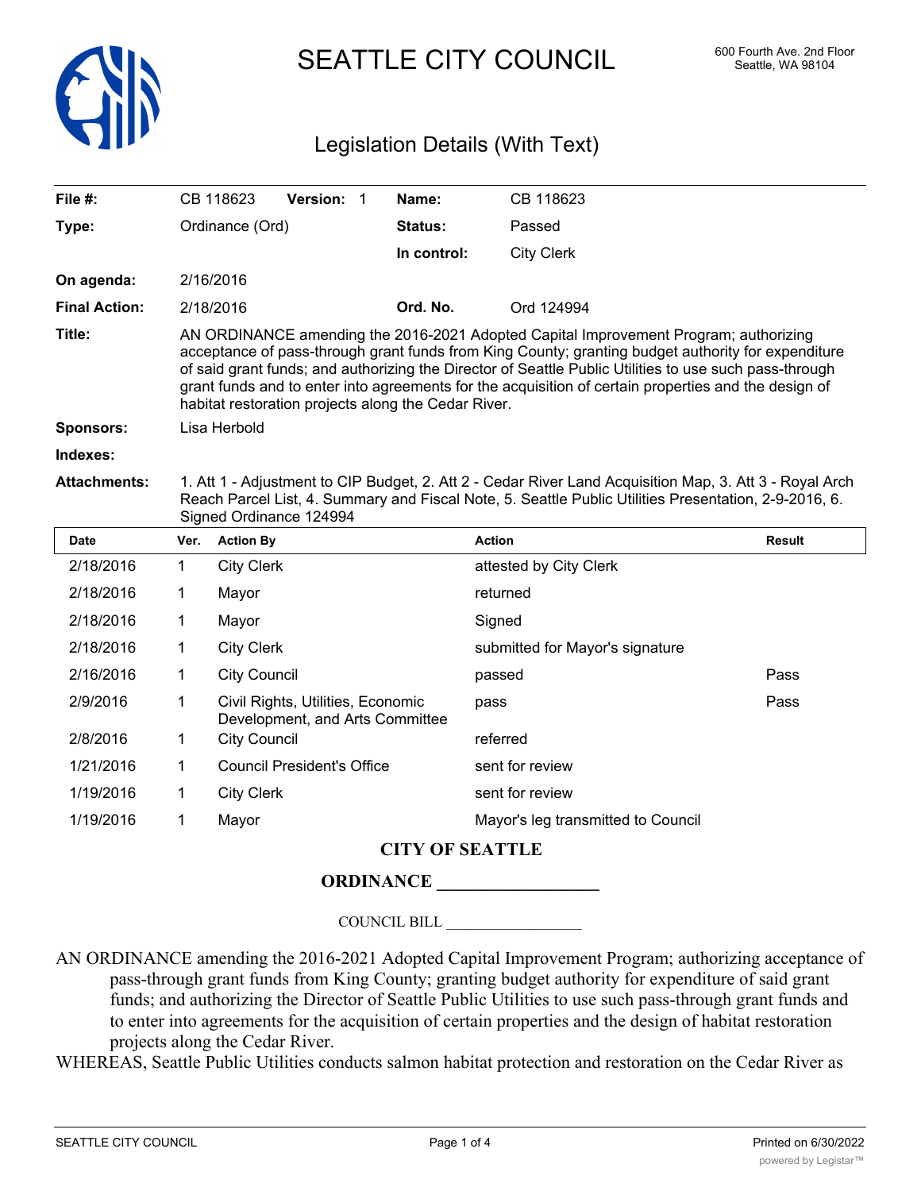# SEATTLE CITY COUNCIL

600 Fourth Ave. 2nd Floor
Seattle, WA 98104

## Legislation Details (With Text)

| | | | |
|---|---|---|---|
| **File #:** | CB 118623 **Version:** 1 | **Name:** | CB 118623 |
| **Type:** | Ordinance (Ord) | **Status:** | Passed |
| | | **In control:** | City Clerk |
| **On agenda:** | 2/16/2016 | | |
| **Final Action:** | 2/18/2016 | **Ord. No.** | Ord 124994 |

**Title:** AN ORDINANCE amending the 2016-2021 Adopted Capital Improvement Program; authorizing acceptance of pass-through grant funds from King County; granting budget authority for expenditure of said grant funds; and authorizing the Director of Seattle Public Utilities to use such pass-through grant funds and to enter into agreements for the acquisition of certain properties and the design of habitat restoration projects along the Cedar River.

**Sponsors:** Lisa Herbold

**Indexes:**

**Attachments:** 1. Att 1 - Adjustment to CIP Budget, 2. Att 2 - Cedar River Land Acquisition Map, 3. Att 3 - Royal Arch Reach Parcel List, 4. Summary and Fiscal Note, 5. Seattle Public Utilities Presentation, 2-9-2016, 6. Signed Ordinance 124994

| Date | Ver. | Action By | Action | Result |
|---|---|---|---|---|
| 2/18/2016 | 1 | City Clerk | attested by City Clerk | |
| 2/18/2016 | 1 | Mayor | returned | |
| 2/18/2016 | 1 | Mayor | Signed | |
| 2/18/2016 | 1 | City Clerk | submitted for Mayor's signature | |
| 2/16/2016 | 1 | City Council | passed | Pass |
| 2/9/2016 | 1 | Civil Rights, Utilities, Economic Development, and Arts Committee | pass | Pass |
| 2/8/2016 | 1 | City Council | referred | |
| 1/21/2016 | 1 | Council President's Office | sent for review | |
| 1/19/2016 | 1 | City Clerk | sent for review | |
| 1/19/2016 | 1 | Mayor | Mayor's leg transmitted to Council | |

**CITY OF SEATTLE**

**ORDINANCE \_\_\_\_\_\_\_\_\_\_\_\_\_\_\_\_\_\_**

COUNCIL BILL \_\_\_\_\_\_\_\_\_\_\_\_\_\_\_\_\_\_

AN ORDINANCE amending the 2016-2021 Adopted Capital Improvement Program; authorizing acceptance of pass-through grant funds from King County; granting budget authority for expenditure of said grant funds; and authorizing the Director of Seattle Public Utilities to use such pass-through grant funds and to enter into agreements for the acquisition of certain properties and the design of habitat restoration projects along the Cedar River.

WHEREAS, Seattle Public Utilities conducts salmon habitat protection and restoration on the Cedar River as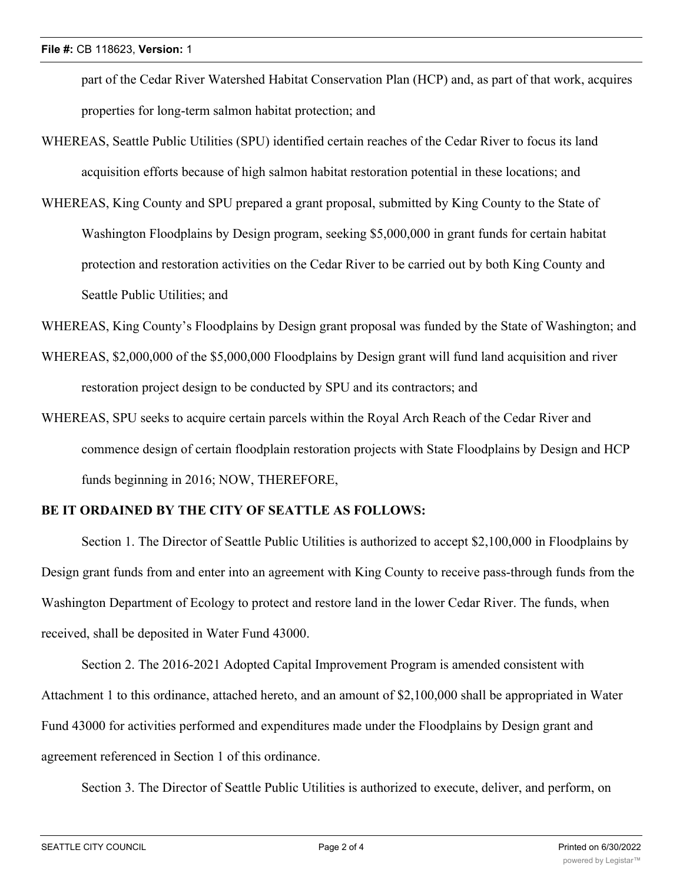part of the Cedar River Watershed Habitat Conservation Plan (HCP) and, as part of that work, acquires properties for long-term salmon habitat protection; and

WHEREAS, Seattle Public Utilities (SPU) identified certain reaches of the Cedar River to focus its land acquisition efforts because of high salmon habitat restoration potential in these locations; and

WHEREAS, King County and SPU prepared a grant proposal, submitted by King County to the State of Washington Floodplains by Design program, seeking $5,000,000 in grant funds for certain habitat protection and restoration activities on the Cedar River to be carried out by both King County and Seattle Public Utilities; and

WHEREAS, King County's Floodplains by Design grant proposal was funded by the State of Washington; and

WHEREAS, $2,000,000 of the $5,000,000 Floodplains by Design grant will fund land acquisition and river restoration project design to be conducted by SPU and its contractors; and

WHEREAS, SPU seeks to acquire certain parcels within the Royal Arch Reach of the Cedar River and commence design of certain floodplain restoration projects with State Floodplains by Design and HCP funds beginning in 2016; NOW, THEREFORE,

**BE IT ORDAINED BY THE CITY OF SEATTLE AS FOLLOWS:**

Section 1. The Director of Seattle Public Utilities is authorized to accept $2,100,000 in Floodplains by Design grant funds from and enter into an agreement with King County to receive pass-through funds from the Washington Department of Ecology to protect and restore land in the lower Cedar River. The funds, when received, shall be deposited in Water Fund 43000.

Section 2. The 2016-2021 Adopted Capital Improvement Program is amended consistent with Attachment 1 to this ordinance, attached hereto, and an amount of $2,100,000 shall be appropriated in Water Fund 43000 for activities performed and expenditures made under the Floodplains by Design grant and agreement referenced in Section 1 of this ordinance.

Section 3. The Director of Seattle Public Utilities is authorized to execute, deliver, and perform, on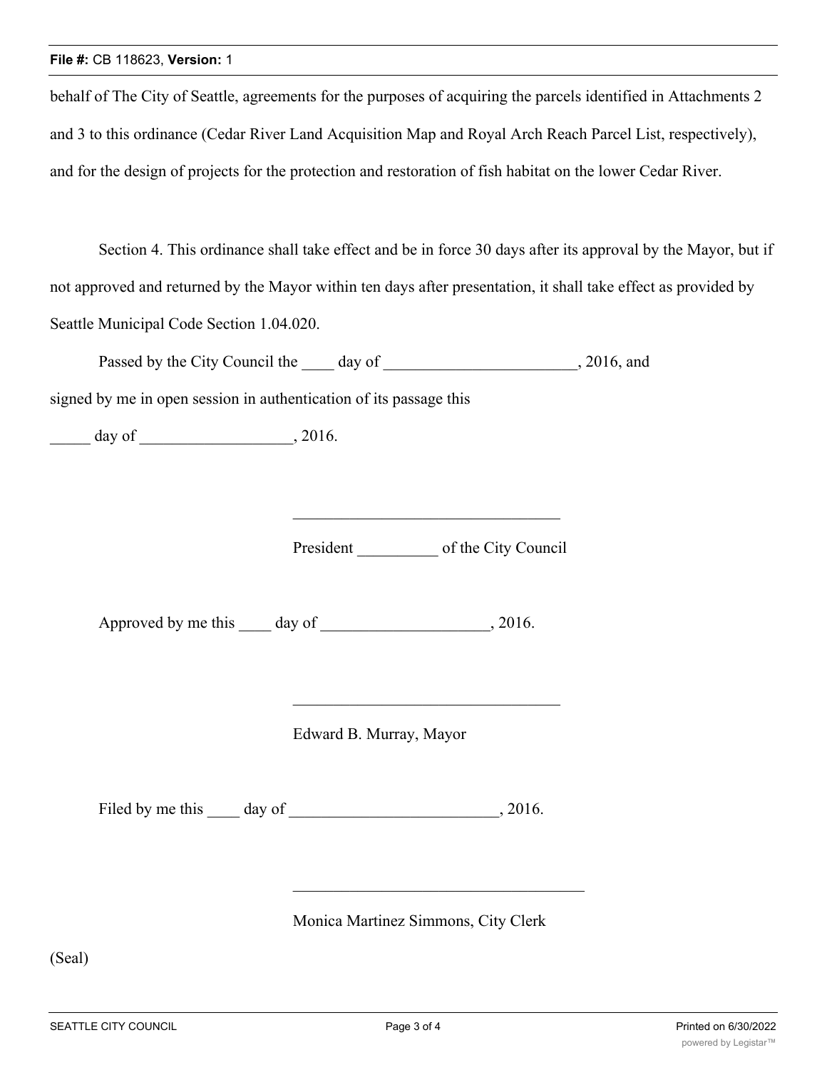behalf of The City of Seattle, agreements for the purposes of acquiring the parcels identified in Attachments 2 and 3 to this ordinance (Cedar River Land Acquisition Map and Royal Arch Reach Parcel List, respectively), and for the design of projects for the protection and restoration of fish habitat on the lower Cedar River.

Section 4. This ordinance shall take effect and be in force 30 days after its approval by the Mayor, but if not approved and returned by the Mayor within ten days after presentation, it shall take effect as provided by Seattle Municipal Code Section 1.04.020.

Passed by the City Council the ____ day of ________________________, 2016, and signed by me in open session in authentication of its passage this

_____ day of ___________________, 2016.

_________________________________

President __________ of the City Council

Approved by me this ____ day of _____________________, 2016.

_________________________________

Edward B. Murray, Mayor

Filed by me this ____ day of __________________________, 2016.

____________________________________

Monica Martinez Simmons, City Clerk

(Seal)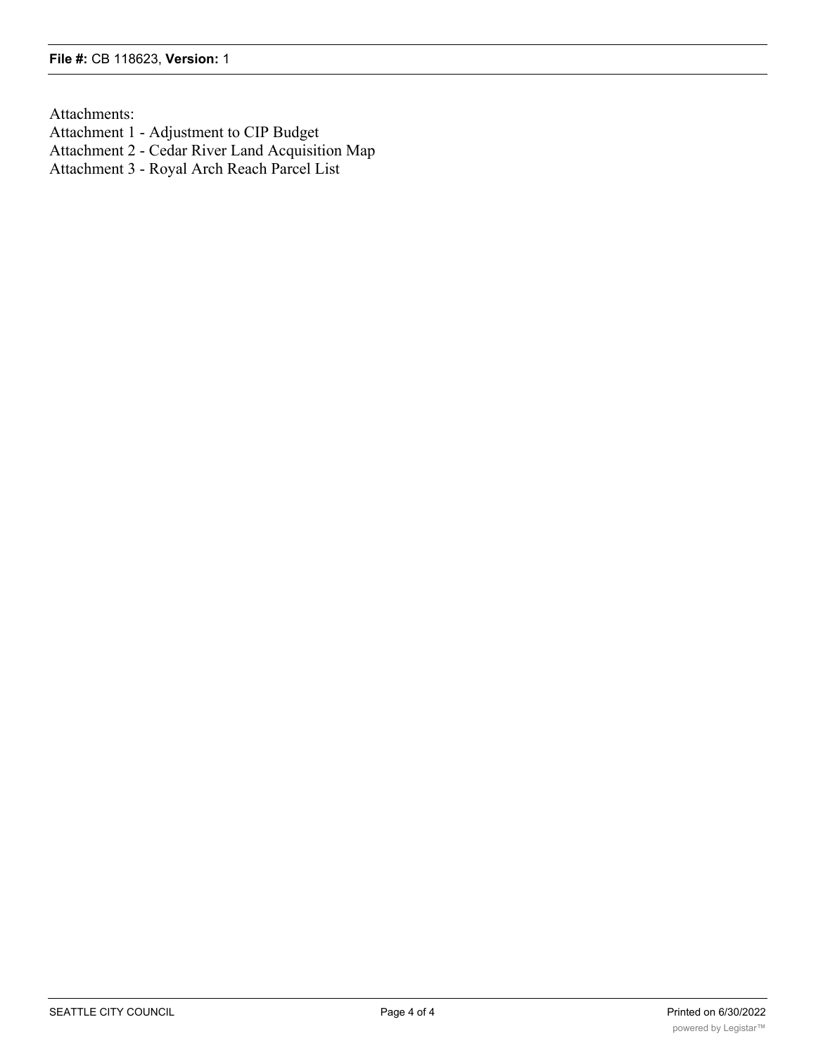Attachments:
Attachment 1 - Adjustment to CIP Budget
Attachment 2 - Cedar River Land Acquisition Map
Attachment 3 - Royal Arch Reach Parcel List